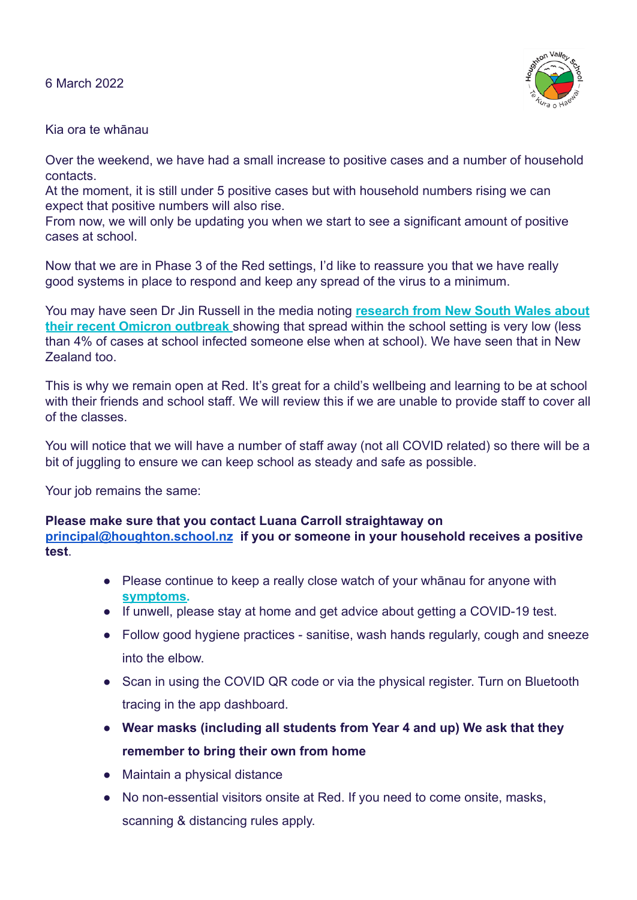6 March 2022

Kia ora te whānau

Over the weekend, we have had a small increase to positive cases and a number of household contacts.
At the moment, it is still under 5 positive cases but with household numbers rising we can expect that positive numbers will also rise.
From now, we will only be updating you when we start to see a significant amount of positive cases at school.

Now that we are in Phase 3 of the Red settings, I'd like to reassure you that we have really good systems in place to respond and keep any spread of the virus to a minimum.

You may have seen Dr Jin Russell in the media noting **research from New South Wales about their recent Omicron outbreak** showing that spread within the school setting is very low (less than 4% of cases at school infected someone else when at school). We have seen that in New Zealand too.

This is why we remain open at Red. It's great for a child's wellbeing and learning to be at school with their friends and school staff. We will review this if we are unable to provide staff to cover all of the classes.

You will notice that we will have a number of staff away (not all COVID related) so there will be a bit of juggling to ensure we can keep school as steady and safe as possible.

Your job remains the same:

**Please make sure that you contact Luana Carroll straightaway on principal@houghton.school.nz if you or someone in your household receives a positive test**.

- Please continue to keep a really close watch of your whānau for anyone with **symptoms**.
- If unwell, please stay at home and get advice about getting a COVID-19 test.
- Follow good hygiene practices - sanitise, wash hands regularly, cough and sneeze into the elbow.
- Scan in using the COVID QR code or via the physical register. Turn on Bluetooth tracing in the app dashboard.
- **Wear masks (including all students from Year 4 and up) We ask that they remember to bring their own from home**
- Maintain a physical distance
- No non-essential visitors onsite at Red. If you need to come onsite, masks, scanning & distancing rules apply.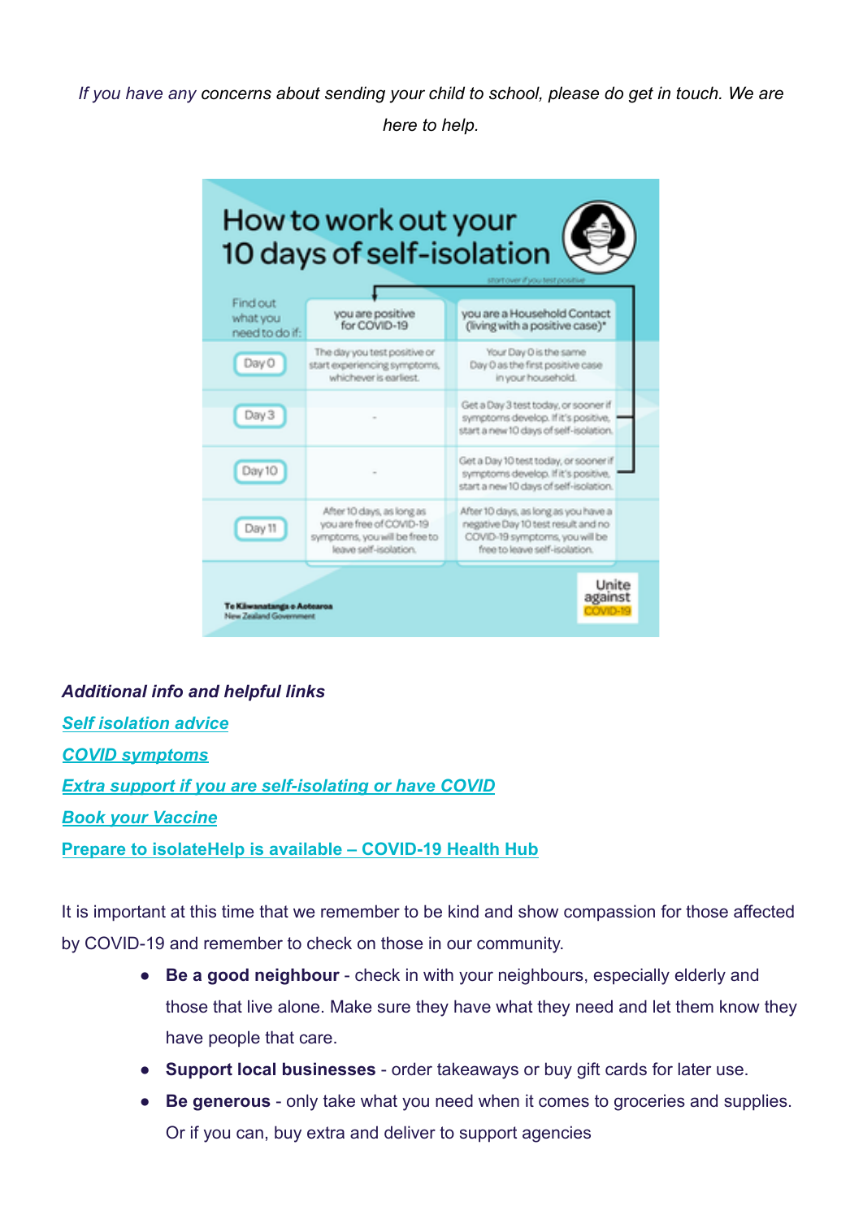*If you have any concerns about sending your child to school, please do get in touch. We are here to help.*

## How to work out your 10 days of self-isolation

*start over if you test positive*

| Find out what you need to do if: | you are positive for COVID-19 | you are a Household Contact (living with a positive case)* |
|---|---|---|
| Day 0 | The day you test positive or start experiencing symptoms, whichever is earliest. | Your Day 0 is the same Day 0 as the first positive case in your household. |
| Day 3 | - | Get a Day 3 test today, or sooner if symptoms develop. If it's positive, start a new 10 days of self-isolation. |
| Day 10 | - | Get a Day 10 test today, or sooner if symptoms develop. If it's positive, start a new 10 days of self-isolation. |
| Day 11 | After 10 days, as long as you are free of COVID-19 symptoms, you will be free to leave self-isolation. | After 10 days, as long as you have a negative Day 10 test result and no COVID-19 symptoms, you will be free to leave self-isolation. |

Te Kāwanatanga o Aotearoa
New Zealand Government

Unite against COVID-19

***Additional info and helpful links***

***Self isolation advice***

***COVID symptoms***

***Extra support if you are self-isolating or have COVID***

***Book your Vaccine***

**Prepare to isolateHelp is available – COVID-19 Health Hub**

It is important at this time that we remember to be kind and show compassion for those affected by COVID-19 and remember to check on those in our community.

- **Be a good neighbour** - check in with your neighbours, especially elderly and those that live alone. Make sure they have what they need and let them know they have people that care.
- **Support local businesses** - order takeaways or buy gift cards for later use.
- **Be generous** - only take what you need when it comes to groceries and supplies. Or if you can, buy extra and deliver to support agencies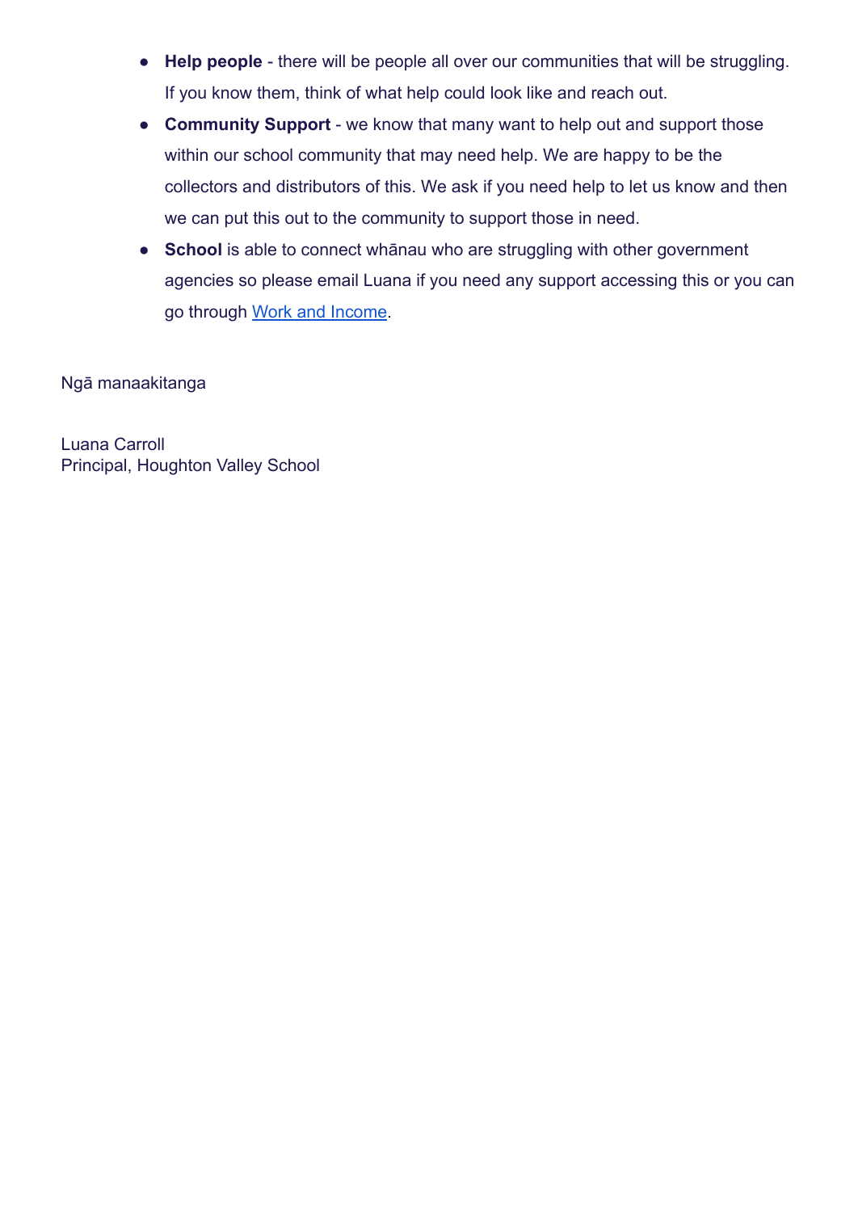- **Help people** - there will be people all over our communities that will be struggling. If you know them, think of what help could look like and reach out.
- **Community Support** - we know that many want to help out and support those within our school community that may need help. We are happy to be the collectors and distributors of this. We ask if you need help to let us know and then we can put this out to the community to support those in need.
- **School** is able to connect whānau who are struggling with other government agencies so please email Luana if you need any support accessing this or you can go through Work and Income.

Ngā manaakitanga

Luana Carroll
Principal, Houghton Valley School